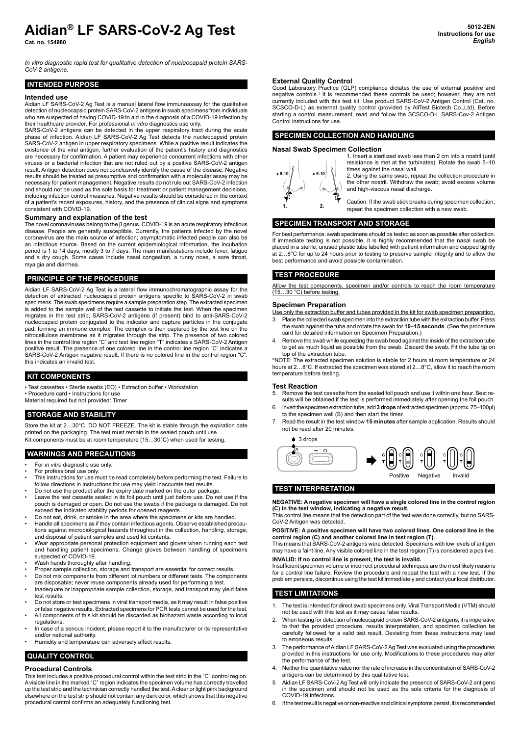# Aidian® LF SARS-CoV-2 Ag Test

**Cat. no. 154980**

**5012-2EN**
**Instructions for use**
***English***

*In vitro diagnostic rapid test for qualitative detection of nucleocapsid protein SARS-CoV-2 antigens.*

## INTENDED PURPOSE

### Intended use

Aidian LF SARS-CoV-2 Ag Test is a manual lateral flow immunoassay for the qualitative detection of nucleocapsid protein SARS-CoV-2 antigens in swab specimens from individuals who are suspected of having COVID-19 to aid in the diagnosis of a COVID-19 infection by their healthcare provider. For professional *in vitro* diagnostics use only.

SARS-CoV-2 antigens can be detected in the upper respiratory tract during the acute phase of infection. Aidian LF SARS-CoV-2 Ag Test detects the nucleocapsid protein SARS-CoV-2 antigen in upper respiratory specimens. While a positive result indicates the existence of the viral antigen, further evaluation of the patient's history and diagnostics are necessary for confirmation. A patient may experience concurrent infections with other viruses or a bacterial infection that are not ruled out by a positive SARS-CoV-2 antigen result. Antigen detection does not conclusively identify the cause of the disease. Negative results should be treated as presumptive and confirmation with a molecular assay may be necessary for patient management. Negative results do not rule out SARS-CoV-2 infection and should not be used as the sole basis for treatment or patient management decisions, including infection control measures. Negative results should be considered in the context of a patient's recent exposures, history, and the presence of clinical signs and symptoms consistent with COVID-19.

### Summary and explanation of the test

The novel coronaviruses belong to the β genus. COVID-19 is an acute respiratory infectious disease. People are generally susceptible. Currently, the patients infected by the novel coronavirus are the main source of infection; asymptomatic infected people can also be an infectious source. Based on the current epidemiological information, the incubation period is 1 to 14 days, mostly 3 to 7 days. The main manifestations include fever, fatigue and a dry cough. Some cases include nasal congestion, a runny nose, a sore throat, myalgia and diarrhea.

## PRINCIPLE OF THE PROCEDURE

Aidian LF SARS-CoV-2 Ag Test is a lateral flow immunochromatographic assay for the detection of extracted nucleocapsid protein antigens specific to SARS-CoV-2 in swab specimens. The swab specimens require a sample preparation step. The extracted specimen is added to the sample well of the test cassette to initiate the test. When the specimen migrates in the test strip, SARS-CoV-2 antigens (if present) bind to anti-SARS-CoV-2 nucleocapsid protein conjugated to the indicator and capture particles in the conjugate pad, forming an immune complex. The complex is then captured by the test line on the nitrocellulose membrane as it migrates through the strip. The presence of two colored lines in the control line region "C" and test line region "T" indicates a SARS-CoV-2 Antigen positive result. The presence of one colored line in the control line region "C" indicates a SARS-CoV-2 Antigen negative result. If there is no colored line in the control region "C", this indicates an invalid test.

## KIT COMPONENTS

• Test cassettes • Sterile swabs (EO) • Extraction buffer • Workstation
• Procedure card • Instructions for use
Material required but not provided: Timer

## STORAGE AND STABILITY

Store the kit at 2…30°C. DO NOT FREEZE. The kit is stable through the expiration date printed on the packaging. The test must remain in the sealed pouch until use.
Kit components must be at room temperature (15…30°C) when used for testing.

## WARNINGS AND PRECAUTIONS

- For *in vitro* diagnostic use only.
- For professional use only.
- This instructions for use must be read completely before performing the test. Failure to follow directions in instructions for use may yield inaccurate test results.
- Do not use the product after the expiry date marked on the outer package.
- Leave the test cassette sealed in its foil pouch until just before use. Do not use if the pouch is damaged or open. Do not use the swabs if the package is damaged. Do not exceed the indicated stability periods for opened reagents.
- Do not eat, drink, or smoke in the area where the specimens or kits are handled.
- Handle all specimens as if they contain infectious agents. Observe established precautions against microbiological hazards throughout in the collection, handling, storage, and disposal of patient samples and used kit contents.
- Wear appropriate personal protection equipment and gloves when running each test and handling patient specimens. Change gloves between handling of specimens suspected of COVID-19.
- Wash hands thoroughly after handling.
- Proper sample collection, storage and transport are essential for correct results.
- Do not mix components from different lot numbers or different tests. The components are disposable; never reuse components already used for performing a test.
- Inadequate or inappropriate sample collection, storage, and transport may yield false test results.
- Do not store or test specimens in viral transport media, as it may result in false positive or false negative results. Extracted specimens for PCR tests cannot be used for the test.
- All components of this kit should be discarded as biohazard waste according to local regulations.
- In case of a serious incident, please report it to the manufacturer or its representative and/or national authority.
- Humidity and temperature can adversely affect results.

## QUALITY CONTROL

### Procedural Controls

This test includes a positive procedural control within the test strip in the "C" control region. A visible line in the marked "C" region indicates the specimen volume has correctly travelled up the test strip and the technician correctly handled the test. A clear or light pink background elsewhere on the test strip should not contain any dark color, which shows that this negative procedural control confirms an adequately functioning test.

### External Quality Control

Good Laboratory Practice (GLP) compliance dictates the use of external positive and negative controls.[1] It is recommended these controls be used; however, they are not currently included with this test kit. Use product SARS-CoV-2 Antigen Control (Cat. no. SCSCO-D-L) as external quality control (provided by AllTest Biotech Co.,Ltd). Before starting a control measurement, read and follow the SCSCO-D-L SARS-Cov-2 Antigen Control instructions for use.

## SPECIMEN COLLECTION AND HANDLING

### Nasal Swab Specimen Collection

x 5-10 &nbsp;&nbsp; x 5-10
1. &nbsp;&nbsp; 2.

1. Insert a sterilized swab less than 2 cm into a nostril (until resistance is met at the turbinates). Rotate the swab 5–10 times against the nasal wall.
2. Using the same swab, repeat the collection procedure in the other nostril. Withdraw the swab; avoid excess volume and high-viscous nasal discharge.

Caution: If the swab stick breaks during specimen collection, repeat the specimen collection with a new swab.

## SPECIMEN TRANSPORT AND STORAGE

For best performance, swab specimens should be tested as soon as possible after collection. If immediate testing is not possible, it is highly recommended that the nasal swab be placed in a sterile, unused plastic tube labelled with patient information and capped tightly at 2…8°C for up to 24 hours prior to testing to preserve sample integrity and to allow the best performance and avoid possible contamination.

## TEST PROCEDURE

Allow the test components, specimen and/or controls to reach the room temperature (15…30 °C) before testing.

### Specimen Preparation

Use only the extraction buffer and tubes provided in the kit for swab specimen preparation.

3. Place the collected swab specimen into the extraction tube with the extraction buffer. Press the swab against the tube and rotate the swab for **10–15 seconds**. (See the procedure card for detailed information on Specimen Preparation.)
4. Remove the swab while squeezing the swab head against the inside of the extraction tube to get as much liquid as possible from the swab. Discard the swab. Fit the tube tip on top of the extraction tube.

*NOTE: The extracted specimen solution is stable for 2 hours at room temperature or 24 hours at 2…8°C. If extracted the specimen was stored at 2…8°C, allow it to reach the room temperature before testing.

### Test Reaction

5. Remove the test cassette from the sealed foil pouch and use it within one hour. Best results will be obtained if the test is performed immediately after opening the foil pouch.
6. Invert the specimen extraction tube, add **3 drops** of extracted specimen (approx. 75–100µl) to the specimen well (S) and then start the timer.
7. Read the result in the test window **15 minutes** after sample application. Results should not be read after 20 minutes.

3 drops

Positive &nbsp;&nbsp; Negative &nbsp;&nbsp; Invalid

## TEST INTERPRETATION

**NEGATIVE: A negative specimen will have a single colored line in the control region (C) in the test window, indicating a negative result.**

This control line means that the detection part of the test was done correctly, but no SARS-CoV-2 Antigen was detected.

**POSITIVE: A positive specimen will have two colored lines. One colored line in the control region (C) and another colored line in test region (T).**

This means that SARS-CoV-2 antigens were detected. Specimens with low levels of antigen may have a faint line. Any visible colored line in the test region (T) is considered a positive.

**INVALID: If no control line is present, the test is invalid.**

Insufficient specimen volume or incorrect procedural techniques are the most likely reasons for a control line failure. Review the procedure and repeat the test with a new test. If the problem persists, discontinue using the test kit immediately and contact your local distributor.

## TEST LIMITATIONS

1. The test is intended for direct swab specimens only. Viral Transport Media (VTM) should not be used with this test as it may cause false results.
2. When testing for detection of nucleocapsid protein SARS-CoV-2 antigens, it is imperative to that the provided procedure, results interpretation, and specimen collection be carefully followed for a valid test result. Deviating from these instructions may lead to erroneous results.
3. The performance of Aidian LF SARS-CoV-2 Ag Test was evaluated using the procedures provided in this instructions for use only. Modifications to these procedures may alter the performance of the test.
4. Neither the quantitative value nor the rate of increase in the concentration of SARS-CoV-2 antigens can be determined by this qualitative test.
5. Aidian LF SARS-CoV-2 Ag Test will only indicate the presence of SARS-CoV-2 antigens in the specimen and should not be used as the sole criteria for the diagnosis of COVID-19 infections.
6. If the test result is negative or non-reactive and clinical symptoms persist, it is recommended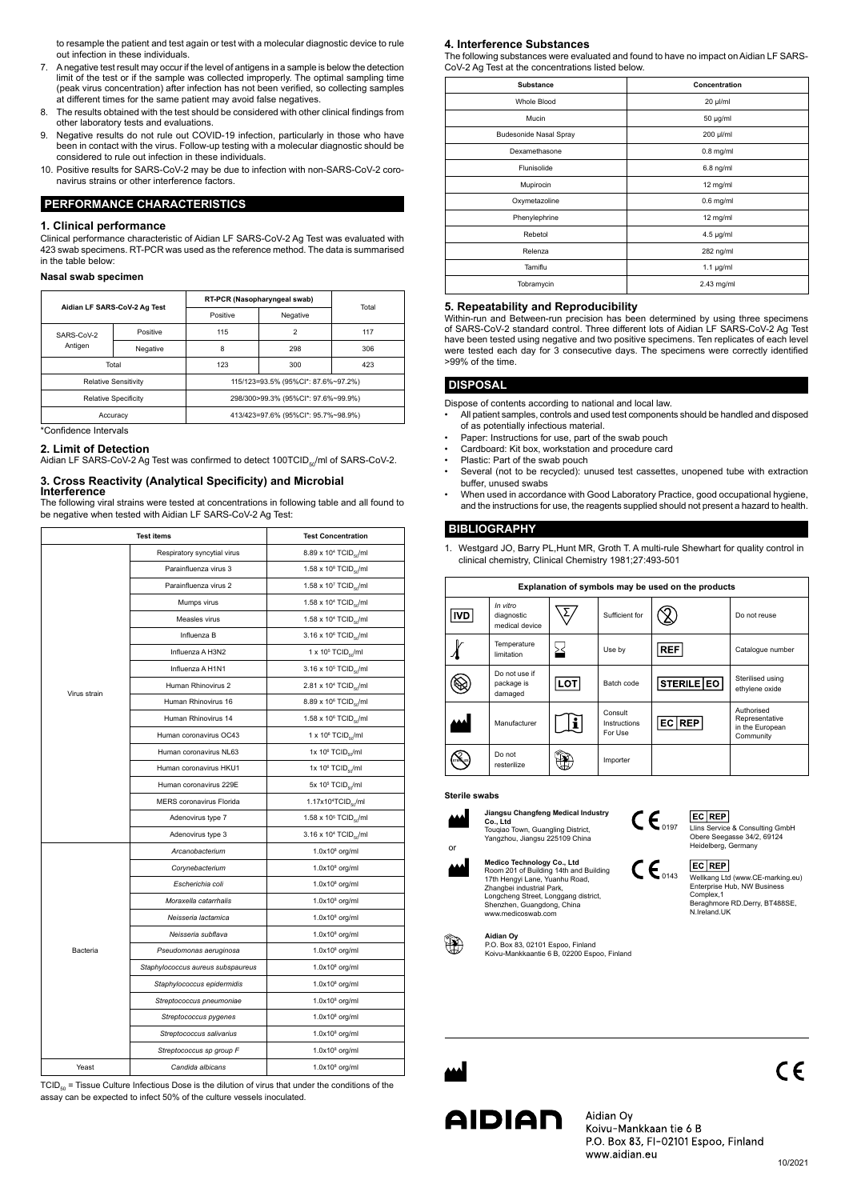to resample the patient and test again or test with a molecular diagnostic device to rule out infection in these individuals.

7. A negative test result may occur if the level of antigens in a sample is below the detection limit of the test or if the sample was collected improperly. The optimal sampling time (peak virus concentration) after infection has not been verified, so collecting samples at different times for the same patient may avoid false negatives.
8. The results obtained with the test should be considered with other clinical findings from other laboratory tests and evaluations.
9. Negative results do not rule out COVID-19 infection, particularly in those who have been in contact with the virus. Follow-up testing with a molecular diagnostic should be considered to rule out infection in these individuals.
10. Positive results for SARS-CoV-2 may be due to infection with non-SARS-CoV-2 coronavirus strains or other interference factors.

## PERFORMANCE CHARACTERISTICS

### 1. Clinical performance

Clinical performance characteristic of Aidian LF SARS-CoV-2 Ag Test was evaluated with 423 swab specimens. RT-PCR was used as the reference method. The data is summarised in the table below:

**Nasal swab specimen**

| Aidian LF SARS-CoV-2 Ag Test | | RT-PCR (Nasopharyngeal swab) | | Total |
|---|---|---|---|---|
| | | Positive | Negative | |
| SARS-CoV-2 Antigen | Positive | 115 | 2 | 117 |
| | Negative | 8 | 298 | 306 |
| Total | | 123 | 300 | 423 |
| Relative Sensitivity | | 115/123=93.5% (95%CI*: 87.6%~97.2%) | | |
| Relative Specificity | | 298/300>99.3% (95%CI*: 97.6%~99.9%) | | |
| Accuracy | | 413/423=97.6% (95%CI*: 95.7%~98.9%) | | |

*Confidence Intervals

### 2. Limit of Detection

Aidian LF SARS-CoV-2 Ag Test was confirmed to detect 100TCID$_{50}$/ml of SARS-CoV-2.

### 3. Cross Reactivity (Analytical Specificity) and Microbial Interference

The following viral strains were tested at concentrations in following table and all found to be negative when tested with Aidian LF SARS-CoV-2 Ag Test:

| Test items | | Test Concentration |
|---|---|---|
| Virus strain | Respiratory syncytial virus | 8.89 x 10$^4$ TCID$_{50}$/ml |
| | Parainfluenza virus 3 | 1.58 x 10$^6$ TCID$_{50}$/ml |
| | Parainfluenza virus 2 | 1.58 x 10$^7$ TCID$_{50}$/ml |
| | Mumps virus | 1.58 x 10$^4$ TCID$_{50}$/ml |
| | Measles virus | 1.58 x 10$^4$ TCID$_{50}$/ml |
| | Influenza B | 3.16 x 10$^6$ TCID$_{50}$/ml |
| | Influenza A H3N2 | 1 x 10$^5$ TCID$_{50}$/ml |
| | Influenza A H1N1 | 3.16 x 10$^5$ TCID$_{50}$/ml |
| | Human Rhinovirus 2 | 2.81 x 10$^4$ TCID$_{50}$/ml |
| | Human Rhinovirus 16 | 8.89 x 10$^6$ TCID$_{50}$/ml |
| | Human Rhinovirus 14 | 1.58 x 10$^6$ TCID$_{50}$/ml |
| | Human coronavirus OC43 | 1 x 10$^6$ TCID$_{50}$/ml |
| | Human coronavirus NL63 | 1x 10$^6$ TCID$_{50}$/ml |
| | Human coronavirus HKU1 | 1x 10$^6$ TCID$_{50}$/ml |
| | Human coronavirus 229E | 5x 10$^5$ TCID$_{50}$/ml |
| | MERS coronavirus Florida | 1.17x10$^4$TCID$_{50}$/ml |
| | Adenovirus type 7 | 1.58 x 10$^5$ TCID$_{50}$/ml |
| | Adenovirus type 3 | 3.16 x 10$^4$ TCID$_{50}$/ml |
| Bacteria | *Arcanobacterium* | 1.0x10$^8$ org/ml |
| | *Corynebacterium* | 1.0x10$^8$ org/ml |
| | *Escherichia coli* | 1.0x10$^8$ org/ml |
| | *Moraxella catarrhalis* | 1.0x10$^8$ org/ml |
| | *Neisseria lactamica* | 1.0x10$^8$ org/ml |
| | *Neisseria subflava* | 1.0x10$^8$ org/ml |
| | *Pseudomonas aeruginosa* | 1.0x10$^8$ org/ml |
| | *Staphylococcus aureus subspaureus* | 1.0x10$^8$ org/ml |
| | *Staphylococcus epidermidis* | 1.0x10$^8$ org/ml |
| | *Streptococcus pneumoniae* | 1.0x10$^8$ org/ml |
| | *Streptococcus pygenes* | 1.0x10$^8$ org/ml |
| | *Streptococcus salivarius* | 1.0x10$^8$ org/ml |
| | *Streptococcus sp group F* | 1.0x10$^8$ org/ml |
| Yeast | *Candida albicans* | 1.0x10$^8$ org/ml |

TCID$_{50}$ = Tissue Culture Infectious Dose is the dilution of virus that under the conditions of the assay can be expected to infect 50% of the culture vessels inoculated.

### 4. Interference Substances

The following substances were evaluated and found to have no impact on Aidian LF SARS-CoV-2 Ag Test at the concentrations listed below.

| Substance | Concentration |
|---|---|
| Whole Blood | 20 µl/ml |
| Mucin | 50 µg/ml |
| Budesonide Nasal Spray | 200 µl/ml |
| Dexamethasone | 0.8 mg/ml |
| Flunisolide | 6.8 ng/ml |
| Mupirocin | 12 mg/ml |
| Oxymetazoline | 0.6 mg/ml |
| Phenylephrine | 12 mg/ml |
| Rebetol | 4.5 µg/ml |
| Relenza | 282 ng/ml |
| Tamiflu | 1.1 µg/ml |
| Tobramycin | 2.43 mg/ml |

### 5. Repeatability and Reproducibility

Within-run and Between-run precision has been determined by using three specimens of SARS-CoV-2 standard control. Three different lots of Aidian LF SARS-CoV-2 Ag Test have been tested using negative and two positive specimens. Ten replicates of each level were tested each day for 3 consecutive days. The specimens were correctly identified >99% of the time.

## DISPOSAL

Dispose of contents according to national and local law.

- All patient samples, controls and used test components should be handled and disposed of as potentially infectious material.
- Paper: Instructions for use, part of the swab pouch
- Cardboard: Kit box, workstation and procedure card
- Plastic: Part of the swab pouch
- Several (not to be recycled): unused test cassettes, unopened tube with extraction buffer, unused swabs
- When used in accordance with Good Laboratory Practice, good occupational hygiene, and the instructions for use, the reagents supplied should not present a hazard to health.

## BIBLIOGRAPHY

1. Westgard JO, Barry PL,Hunt MR, Groth T. A multi-rule Shewhart for quality control in clinical chemistry, Clinical Chemistry 1981;27:493-501

| Explanation of symbols may be used on the products | | | | | |
|---|---|---|---|---|---|
| IVD | In vitro diagnostic medical device | Σ | Sufficient for | ② | Do not reuse |
| | Temperature limitation | | Use by | REF | Catalogue number |
| | Do not use if package is damaged | LOT | Batch code | STERILE EO | Sterilised using ethylene oxide |
| | Manufacturer | i | Consult Instructions For Use | EC REP | Authorised Representative in the European Community |
| | Do not resterilize | | Importer | | |

**Sterile swabs**

**Jiangsu Changfeng Medical Industry Co., Ltd**
Touqiao Town, Guangling District, Yangzhou, Jiangsu 225109 China

CE 0197

EC REP
Llins Service & Consulting GmbH
Obere Seegasse 34/2, 69124 Heidelberg, Germany

or

**Medico Technology Co., Ltd**
Room 201 of Building 14th and Building 17th Hengyi Lane, Yuanhu Road, Zhangbei industrial Park, Longcheng Street, Longgang district, Shenzhen, Guangdong, China
www.medicoswab.com

CE 0143

EC REP
Wellkang Ltd (www.CE-marking.eu)
Enterprise Hub, NW Business Complex,1
Beraghmore RD.Derry, BT488SE, N.Ireland.UK

**Aidian Oy**
P.O. Box 83, 02101 Espoo, Finland
Koivu-Mankkaantie 6 B, 02200 Espoo, Finland

CE

AIDIAN

Aidian Oy
Koivu-Mankkaan tie 6 B
P.O. Box 83, FI-02101 Espoo, Finland
www.aidian.eu

10/2021